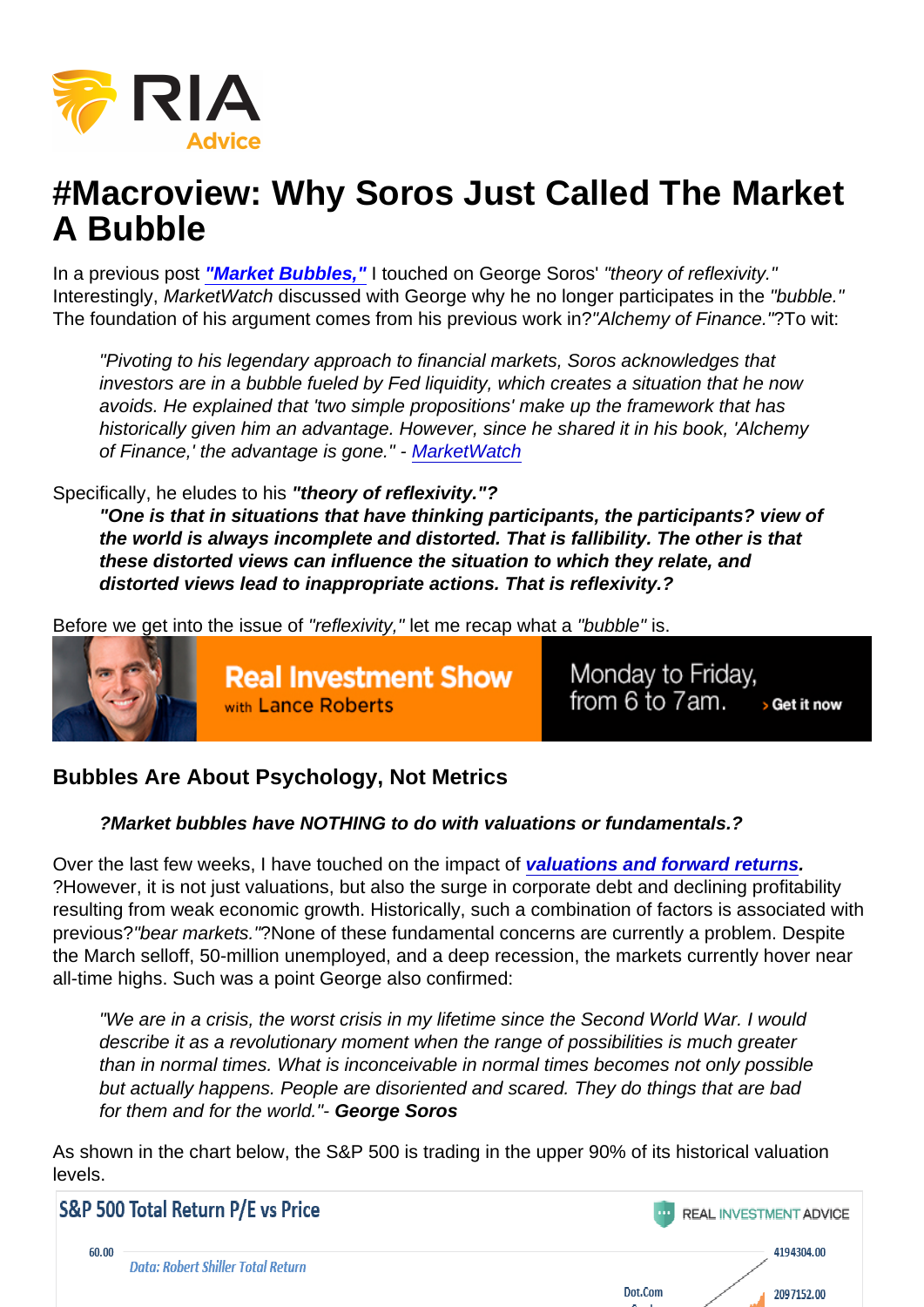# #Macroview: Why Soros Just Called The Market A Bubble

In a previous post ***"Market Bubbles,"*** I touched on George Soros' *"theory of reflexivity."* Interestingly, *MarketWatch* discussed with George why he no longer participates in the *"bubble."* The foundation of his argument comes from his previous work in?*"Alchemy of Finance."*?To wit:

> *"Pivoting to his legendary approach to financial markets, Soros acknowledges that investors are in a bubble fueled by Fed liquidity, which creates a situation that he now avoids. He explained that 'two simple propositions' make up the framework that has historically given him an advantage. However, since he shared it in his book, 'Alchemy of Finance,' the advantage is gone."* - MarketWatch

Specifically, he eludes to his ***"theory of reflexivity."?***

> ***"One is that in situations that have thinking participants, the participants? view of the world is always incomplete and distorted. That is fallibility. The other is that these distorted views can influence the situation to which they relate, and distorted views lead to inappropriate actions. That is reflexivity.?***

Before we get into the issue of *"reflexivity,"* let me recap what a *"bubble"* is.

Real Investment Show with Lance Roberts — Monday to Friday, from 6 to 7am. › Get it now

## Bubbles Are About Psychology, Not Metrics

> ***?Market bubbles have NOTHING to do with valuations or fundamentals.?***

Over the last few weeks, I have touched on the impact of ***valuations and forward returns.*** ?However, it is not just valuations, but also the surge in corporate debt and declining profitability resulting from weak economic growth. Historically, such a combination of factors is associated with previous?*"bear markets."*?None of these fundamental concerns are currently a problem. Despite the March selloff, 50-million unemployed, and a deep recession, the markets currently hover near all-time highs. Such was a point George also confirmed:

> *"We are in a crisis, the worst crisis in my lifetime since the Second World War. I would describe it as a revolutionary moment when the range of possibilities is much greater than in normal times. What is inconceivable in normal times becomes not only possible but actually happens. People are disoriented and scared. They do things that are bad for them and for the world."*- **George Soros**

As shown in the chart below, the S&P 500 is trading in the upper 90% of its historical valuation levels.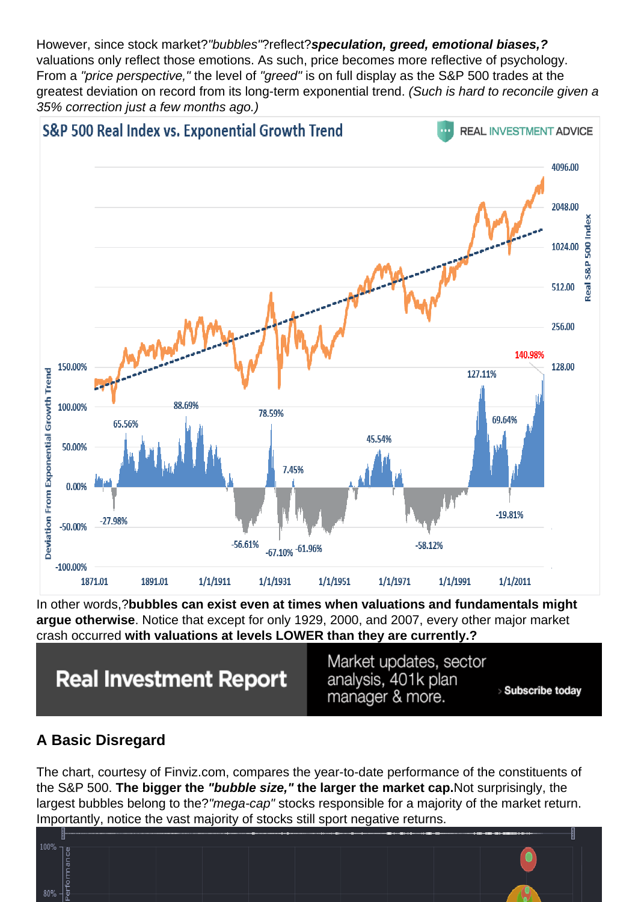However, since stock market?*"bubbles"*?reflect?***speculation, greed, emotional biases,?*** valuations only reflect those emotions. As such, price becomes more reflective of psychology. From a *"price perspective,"* the level of *"greed"* is on full display as the S&P 500 trades at the greatest deviation on record from its long-term exponential trend. *(Such is hard to reconcile given a 35% correction just a few months ago.)*

In other words,?**bubbles can exist even at times when valuations and fundamentals might argue otherwise**. Notice that except for only 1929, 2000, and 2007, every other major market crash occurred **with valuations at levels LOWER than they are currently.?**

Real Investment Report

Market updates, sector analysis, 401k plan manager & more.

› Subscribe today

## A Basic Disregard

The chart, courtesy of Finviz.com, compares the year-to-date performance of the constituents of the S&P 500. **The bigger the *"bubble size,"* the larger the market cap.**Not surprisingly, the largest bubbles belong to the?*"mega-cap"* stocks responsible for a majority of the market return. Importantly, notice the vast majority of stocks still sport negative returns.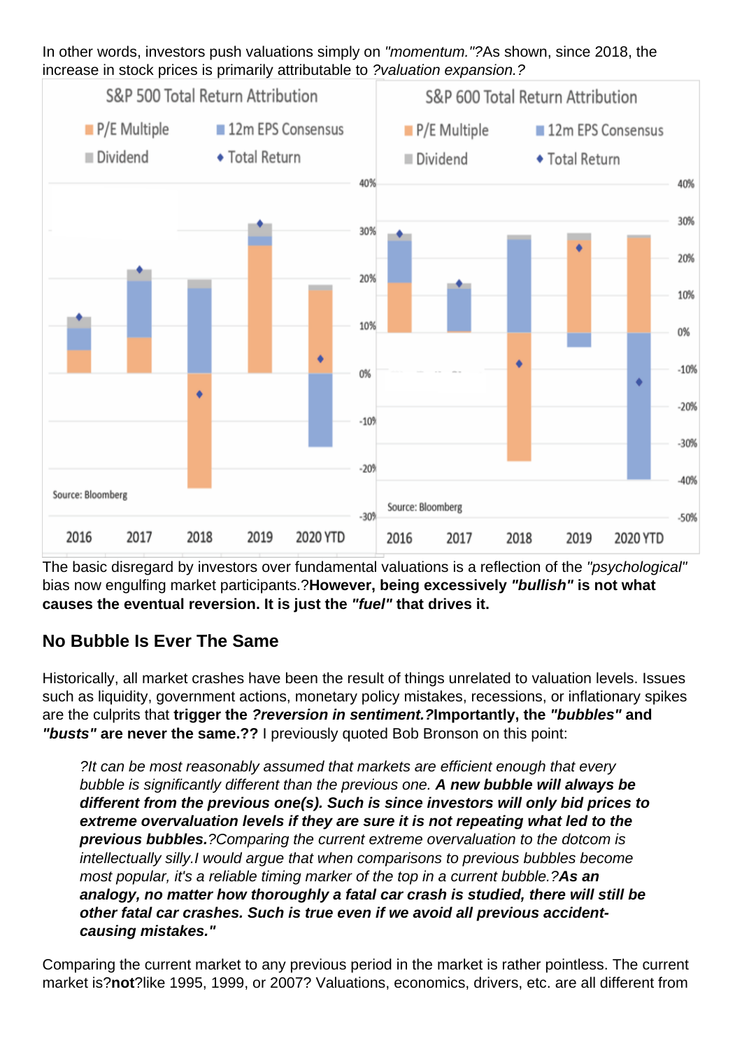In other words, investors push valuations simply on *"momentum."?*As shown, since 2018, the increase in stock prices is primarily attributable to *?valuation expansion.?*

The basic disregard by investors over fundamental valuations is a reflection of the *"psychological"* bias now engulfing market participants.?**However, being excessively *"bullish"* is not what causes the eventual reversion. It is just the *"fuel"* that drives it.**

## No Bubble Is Ever The Same

Historically, all market crashes have been the result of things unrelated to valuation levels. Issues such as liquidity, government actions, monetary policy mistakes, recessions, or inflationary spikes are the culprits that **trigger the *?reversion in sentiment.?*Importantly, the *"bubbles"* and *"busts"* are never the same.??** I previously quoted Bob Bronson on this point:

> *?It can be most reasonably assumed that markets are efficient enough that every bubble is significantly different than the previous one.* ***A new bubble will always be different from the previous one(s). Such is since investors will only bid prices to extreme overvaluation levels if they are sure it is not repeating what led to the previous bubbles.****?Comparing the current extreme overvaluation to the dotcom is intellectually silly.I would argue that when comparisons to previous bubbles become most popular, it's a reliable timing marker of the top in a current bubble.?****As an analogy, no matter how thoroughly a fatal car crash is studied, there will still be other fatal car crashes. Such is true even if we avoid all previous accident-causing mistakes."***

Comparing the current market to any previous period in the market is rather pointless. The current market is?**not**?like 1995, 1999, or 2007? Valuations, economics, drivers, etc. are all different from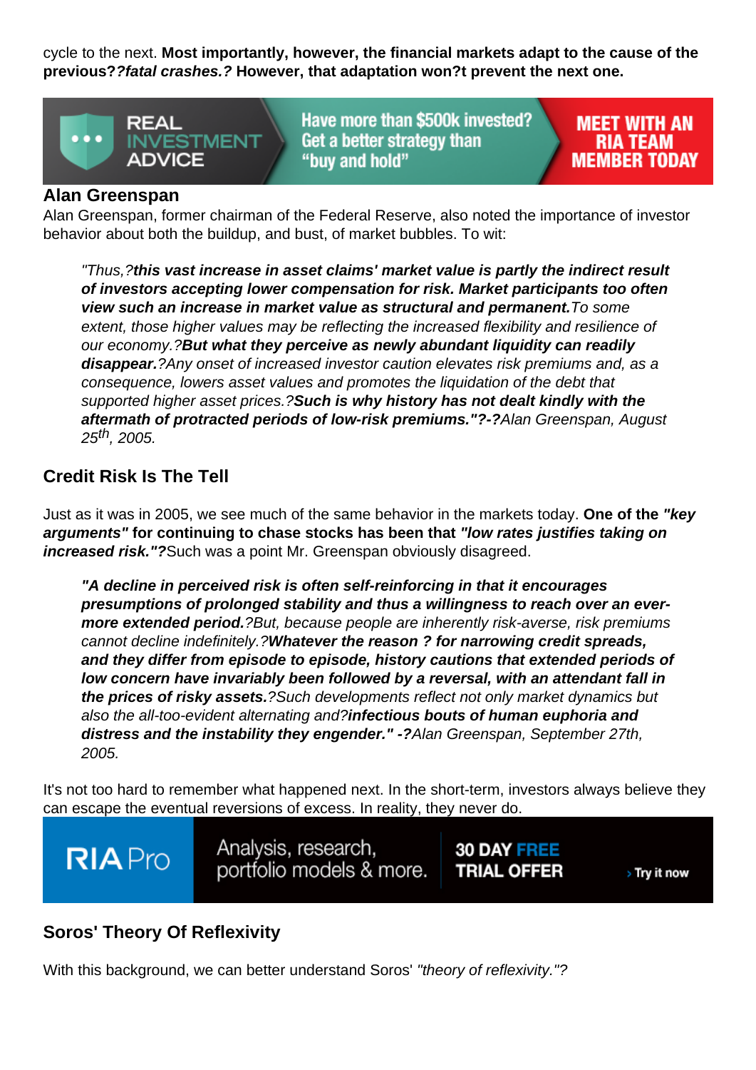cycle to the next. **Most importantly, however, the financial markets adapt to the cause of the previous??*fatal crashes.?* However, that adaptation won?t prevent the next one.**

### Alan Greenspan

Alan Greenspan, former chairman of the Federal Reserve, also noted the importance of investor behavior about both the buildup, and bust, of market bubbles. To wit:

> *"Thus,?**this vast increase in asset claims' market value is partly the indirect result of investors accepting lower compensation for risk. Market participants too often view such an increase in market value as structural and permanent.**To some extent, those higher values may be reflecting the increased flexibility and resilience of our economy.?**But what they perceive as newly abundant liquidity can readily disappear.**?Any onset of increased investor caution elevates risk premiums and, as a consequence, lowers asset values and promotes the liquidation of the debt that supported higher asset prices.?**Such is why history has not dealt kindly with the aftermath of protracted periods of low-risk premiums."?-?**Alan Greenspan, August 25th, 2005.*

### Credit Risk Is The Tell

Just as it was in 2005, we see much of the same behavior in the markets today. **One of the *"key arguments"* for continuing to chase stocks has been that *"low rates justifies taking on increased risk."?***Such was a point Mr. Greenspan obviously disagreed.

> ***"A decline in perceived risk is often self-reinforcing in that it encourages presumptions of prolonged stability and thus a willingness to reach over an ever-more extended period.****?But, because people are inherently risk-averse, risk premiums cannot decline indefinitely.?****Whatever the reason ? for narrowing credit spreads, and they differ from episode to episode, history cautions that extended periods of low concern have invariably been followed by a reversal, with an attendant fall in the prices of risky assets.****?Such developments reflect not only market dynamics but also the all-too-evident alternating and?****infectious bouts of human euphoria and distress and the instability they engender." -?****Alan Greenspan, September 27th, 2005.*

It's not too hard to remember what happened next. In the short-term, investors always believe they can escape the eventual reversions of excess. In reality, they never do.

### Soros' Theory Of Reflexivity

With this background, we can better understand Soros' *"theory of reflexivity."?*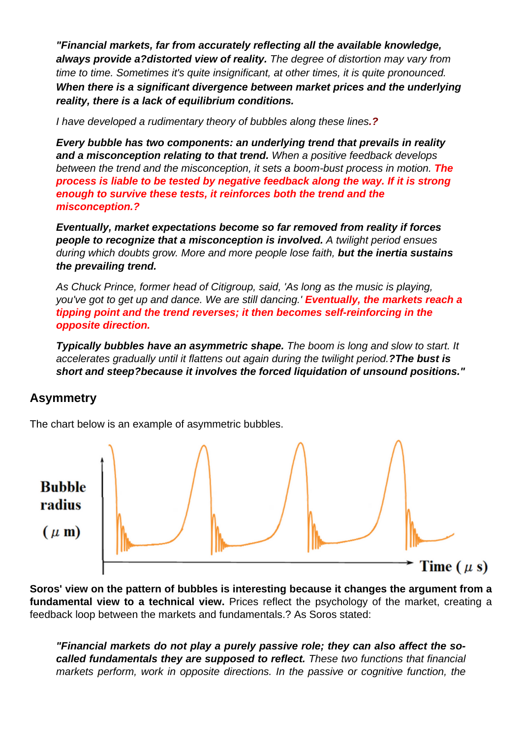***"Financial markets, far from accurately reflecting all the available knowledge, always provide a?distorted view of reality.*** *The degree of distortion may vary from time to time. Sometimes it's quite insignificant, at other times, it is quite pronounced.* ***When there is a significant divergence between market prices and the underlying reality, there is a lack of equilibrium conditions.***

*I have developed a rudimentary theory of bubbles along these lines.?*

***Every bubble has two components: an underlying trend that prevails in reality and a misconception relating to that trend.*** *When a positive feedback develops between the trend and the misconception, it sets a boom-bust process in motion.* ***The process is liable to be tested by negative feedback along the way. If it is strong enough to survive these tests, it reinforces both the trend and the misconception.?***

***Eventually, market expectations become so far removed from reality if forces people to recognize that a misconception is involved.*** *A twilight period ensues during which doubts grow. More and more people lose faith,* ***but the inertia sustains the prevailing trend.***

*As Chuck Prince, former head of Citigroup, said, 'As long as the music is playing, you've got to get up and dance. We are still dancing.'* ***Eventually, the markets reach a tipping point and the trend reverses; it then becomes self-reinforcing in the opposite direction.***

***Typically bubbles have an asymmetric shape.*** *The boom is long and slow to start. It accelerates gradually until it flattens out again during the twilight period.****?The bust is short and steep?because it involves the forced liquidation of unsound positions."***

## Asymmetry

The chart below is an example of asymmetric bubbles.

**Soros' view on the pattern of bubbles is interesting because it changes the argument from a fundamental view to a technical view.** Prices reflect the psychology of the market, creating a feedback loop between the markets and fundamentals.? As Soros stated:

***"Financial markets do not play a purely passive role; they can also affect the so-called fundamentals they are supposed to reflect.*** *These two functions that financial markets perform, work in opposite directions. In the passive or cognitive function, the*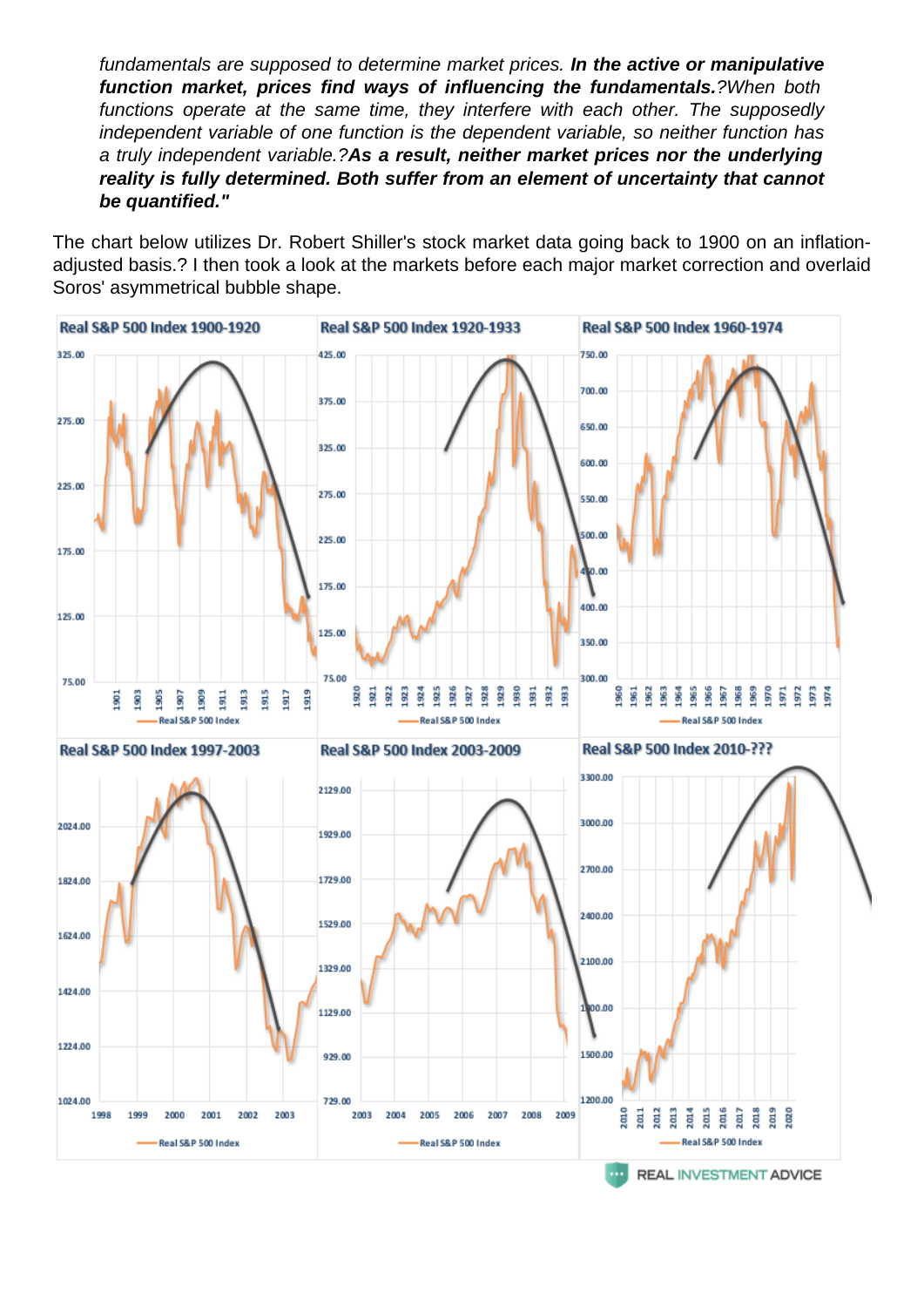*fundamentals are supposed to determine market prices.* ***In the active or manipulative function market, prices find ways of influencing the fundamentals.****?When both functions operate at the same time, they interfere with each other. The supposedly independent variable of one function is the dependent variable, so neither function has a truly independent variable.?****As a result, neither market prices nor the underlying reality is fully determined. Both suffer from an element of uncertainty that cannot be quantified."***

The chart below utilizes Dr. Robert Shiller's stock market data going back to 1900 on an inflation-adjusted basis.? I then took a look at the markets before each major market correction and overlaid Soros' asymmetrical bubble shape.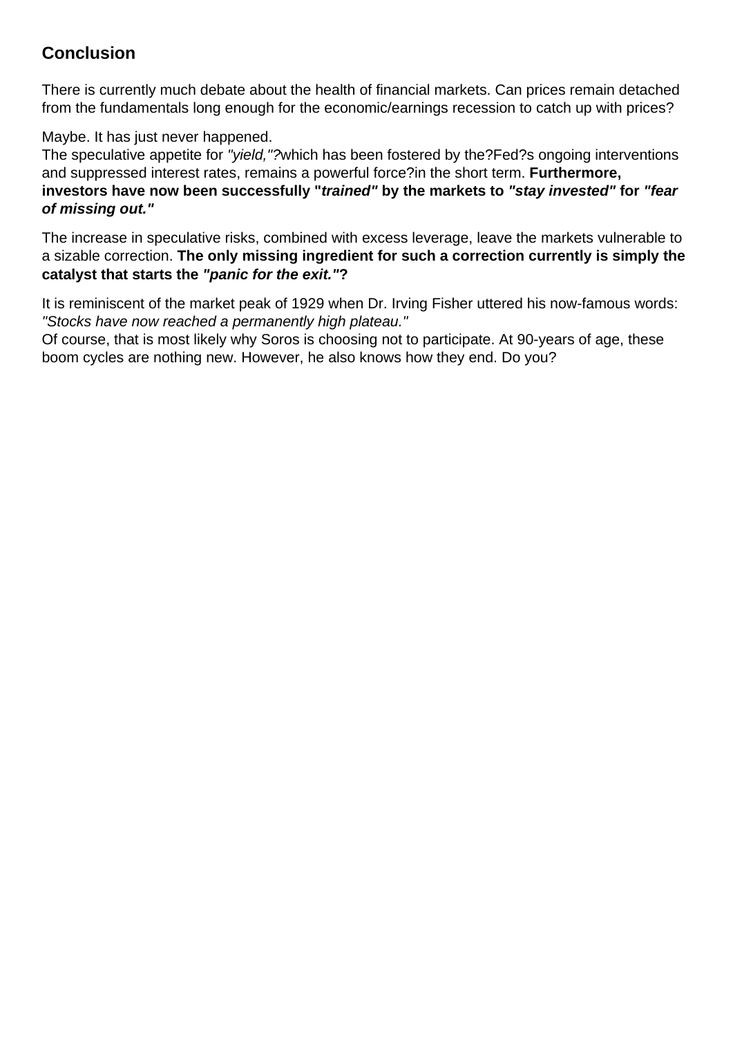## Conclusion

There is currently much debate about the health of financial markets. Can prices remain detached from the fundamentals long enough for the economic/earnings recession to catch up with prices?

Maybe. It has just never happened.
The speculative appetite for *"yield,"?*which has been fostered by the?Fed?s ongoing interventions and suppressed interest rates, remains a powerful force?in the short term. **Furthermore, investors have now been successfully "*trained*" by the markets to *"stay invested"* for *"fear of missing out."***

The increase in speculative risks, combined with excess leverage, leave the markets vulnerable to a sizable correction. **The only missing ingredient for such a correction currently is simply the catalyst that starts the *"panic for the exit."*?**

It is reminiscent of the market peak of 1929 when Dr. Irving Fisher uttered his now-famous words: *"Stocks have now reached a permanently high plateau."*
Of course, that is most likely why Soros is choosing not to participate. At 90-years of age, these boom cycles are nothing new. However, he also knows how they end. Do you?